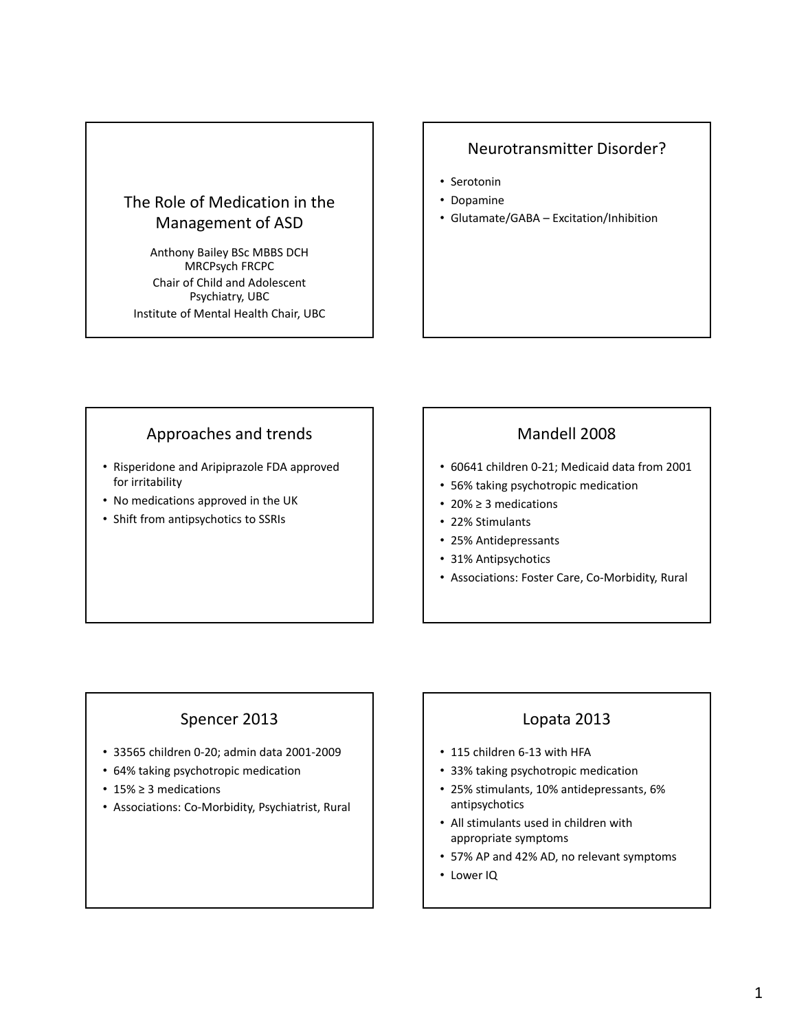# The Role of Medication in the Management of ASD

Anthony Bailey BSc MBBS DCH MRCPsych FRCPC

Chair of Child and Adolescent Psychiatry, UBC

Institute of Mental Health Chair, UBC

## Neurotransmitter Disorder?

- Serotonin
- Dopamine
- Glutamate/GABA – Excitation/Inhibition

## Approaches and trends

- Risperidone and Aripiprazole FDA approved for irritability
- No medications approved in the UK
- Shift from antipsychotics to SSRIs

## Mandell 2008

- 60641 children 0-21; Medicaid data from 2001
- 56% taking psychotropic medication
- 20% ≥ 3 medications
- 22% Stimulants
- 25% Antidepressants
- 31% Antipsychotics
- Associations: Foster Care, Co-Morbidity, Rural

## Spencer 2013

- 33565 children 0-20; admin data 2001-2009
- 64% taking psychotropic medication
- 15% ≥ 3 medications
- Associations: Co-Morbidity, Psychiatrist, Rural

## Lopata 2013

- 115 children 6-13 with HFA
- 33% taking psychotropic medication
- 25% stimulants, 10% antidepressants, 6% antipsychotics
- All stimulants used in children with appropriate symptoms
- 57% AP and 42% AD, no relevant symptoms
- Lower IQ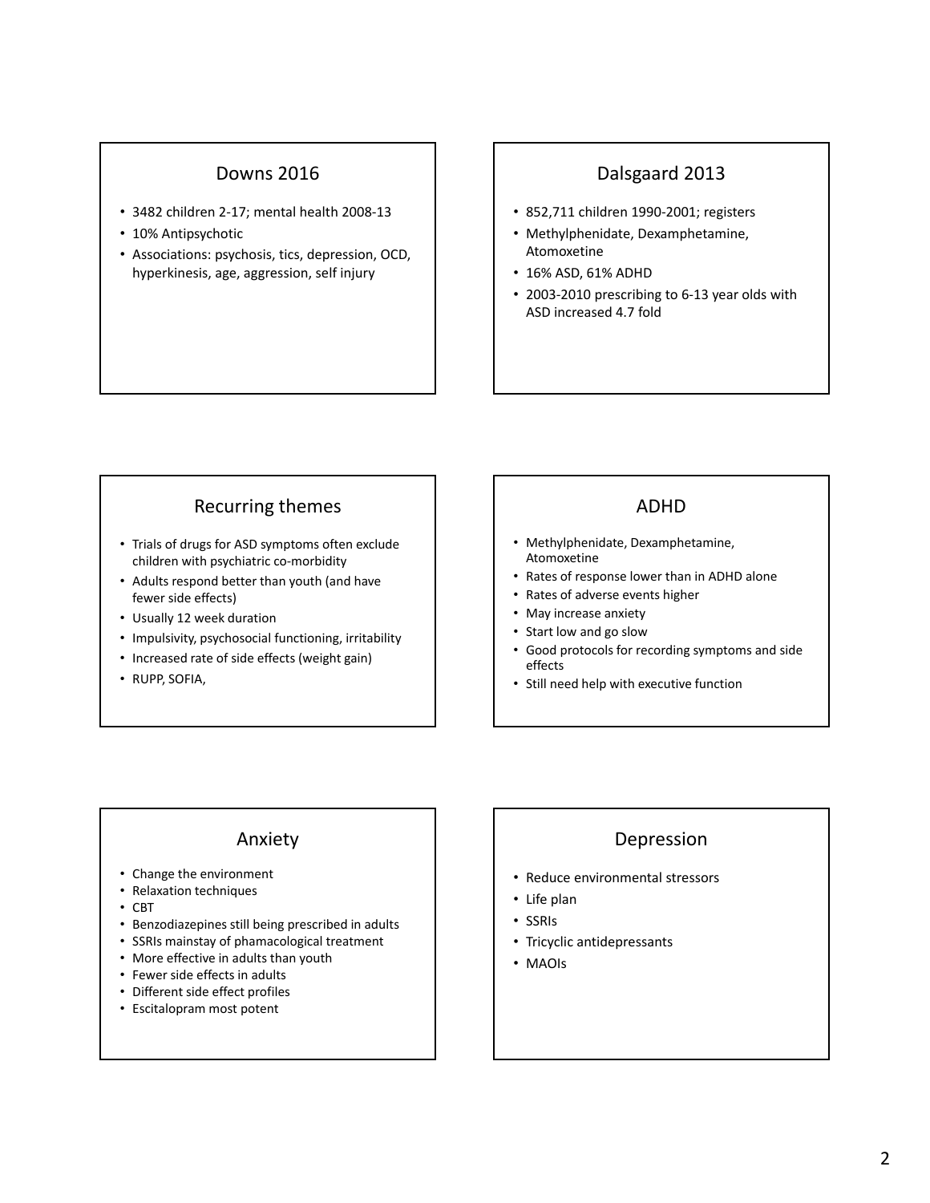## Downs 2016

- 3482 children 2-17; mental health 2008-13
- 10% Antipsychotic
- Associations: psychosis, tics, depression, OCD, hyperkinesis, age, aggression, self injury

## Dalsgaard 2013

- 852,711 children 1990-2001; registers
- Methylphenidate, Dexamphetamine, Atomoxetine
- 16% ASD, 61% ADHD
- 2003-2010 prescribing to 6-13 year olds with ASD increased 4.7 fold

## Recurring themes

- Trials of drugs for ASD symptoms often exclude children with psychiatric co-morbidity
- Adults respond better than youth (and have fewer side effects)
- Usually 12 week duration
- Impulsivity, psychosocial functioning, irritability
- Increased rate of side effects (weight gain)
- RUPP, SOFIA,

## ADHD

- Methylphenidate, Dexamphetamine, Atomoxetine
- Rates of response lower than in ADHD alone
- Rates of adverse events higher
- May increase anxiety
- Start low and go slow
- Good protocols for recording symptoms and side effects
- Still need help with executive function

## Anxiety

- Change the environment
- Relaxation techniques
- CBT
- Benzodiazepines still being prescribed in adults
- SSRIs mainstay of phamacological treatment
- More effective in adults than youth
- Fewer side effects in adults
- Different side effect profiles
- Escitalopram most potent

## Depression

- Reduce environmental stressors
- Life plan
- SSRIs
- Tricyclic antidepressants
- MAOIs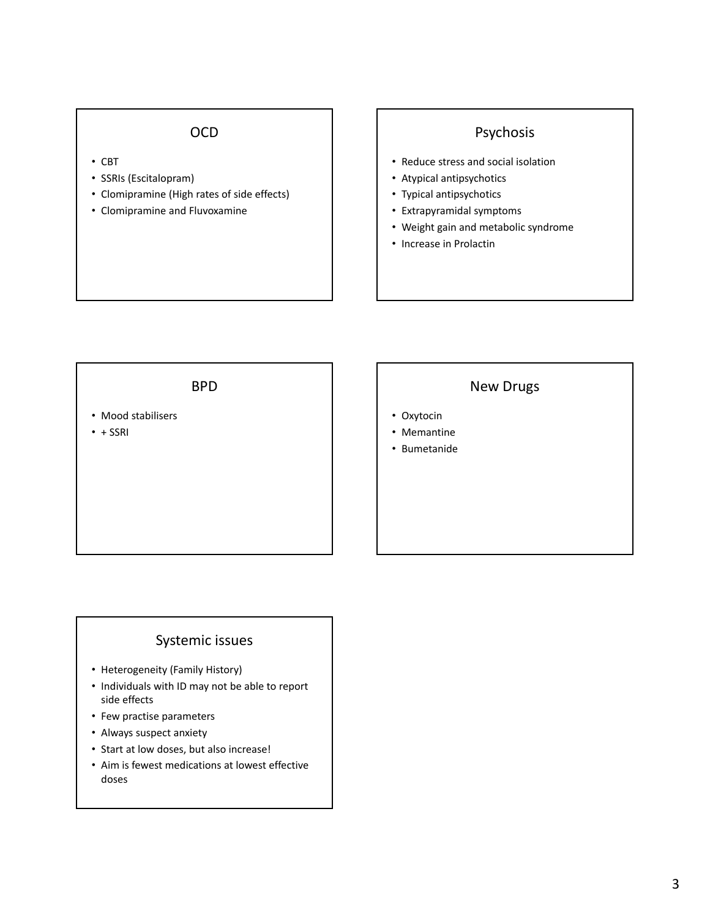## OCD

- CBT
- SSRIs (Escitalopram)
- Clomipramine (High rates of side effects)
- Clomipramine and Fluvoxamine

## Psychosis

- Reduce stress and social isolation
- Atypical antipsychotics
- Typical antipsychotics
- Extrapyramidal symptoms
- Weight gain and metabolic syndrome
- Increase in Prolactin

## BPD

- Mood stabilisers
- + SSRI

## New Drugs

- Oxytocin
- Memantine
- Bumetanide

## Systemic issues

- Heterogeneity (Family History)
- Individuals with ID may not be able to report side effects
- Few practise parameters
- Always suspect anxiety
- Start at low doses, but also increase!
- Aim is fewest medications at lowest effective doses